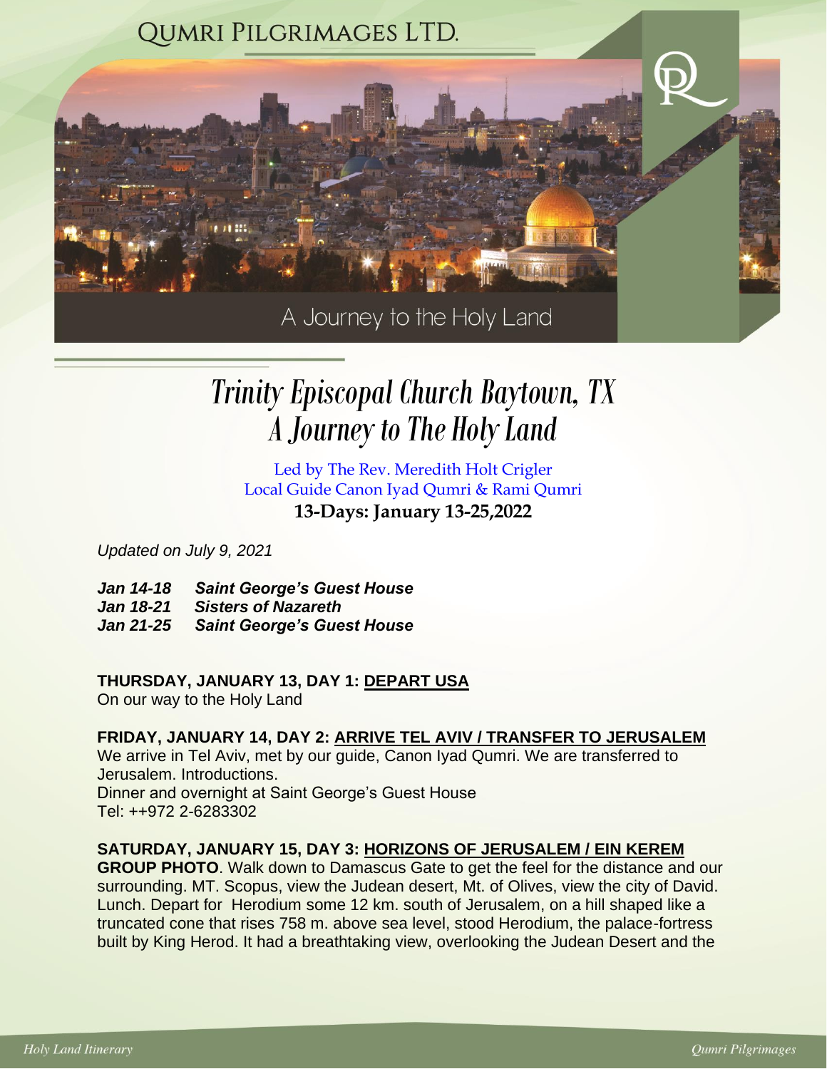QUMRI PILGRIMAGES LTD.

A Journey to the Holy Land

# *Trinity Episcopal Church Baytown, TX*
# *A Journey to The Holy Land*

Led by The Rev. Meredith Holt Crigler
Local Guide Canon Iyad Qumri & Rami Qumri
**13-Days: January 13-25,2022**

*Updated on July 9, 2021*

***Jan 14-18   Saint George's Guest House***
***Jan 18-21   Sisters of Nazareth***
***Jan 21-25   Saint George's Guest House***

**THURSDAY, JANUARY 13, DAY 1: DEPART USA**
On our way to the Holy Land

**FRIDAY, JANUARY 14, DAY 2: ARRIVE TEL AVIV / TRANSFER TO JERUSALEM**
We arrive in Tel Aviv, met by our guide, Canon Iyad Qumri. We are transferred to Jerusalem. Introductions.
Dinner and overnight at Saint George's Guest House
Tel: ++972 2-6283302

**SATURDAY, JANUARY 15, DAY 3: HORIZONS OF JERUSALEM / EIN KEREM**
**GROUP PHOTO**. Walk down to Damascus Gate to get the feel for the distance and our surrounding. MT. Scopus, view the Judean desert, Mt. of Olives, view the city of David. Lunch. Depart for  Herodium some 12 km. south of Jerusalem, on a hill shaped like a truncated cone that rises 758 m. above sea level, stood Herodium, the palace-fortress built by King Herod. It had a breathtaking view, overlooking the Judean Desert and the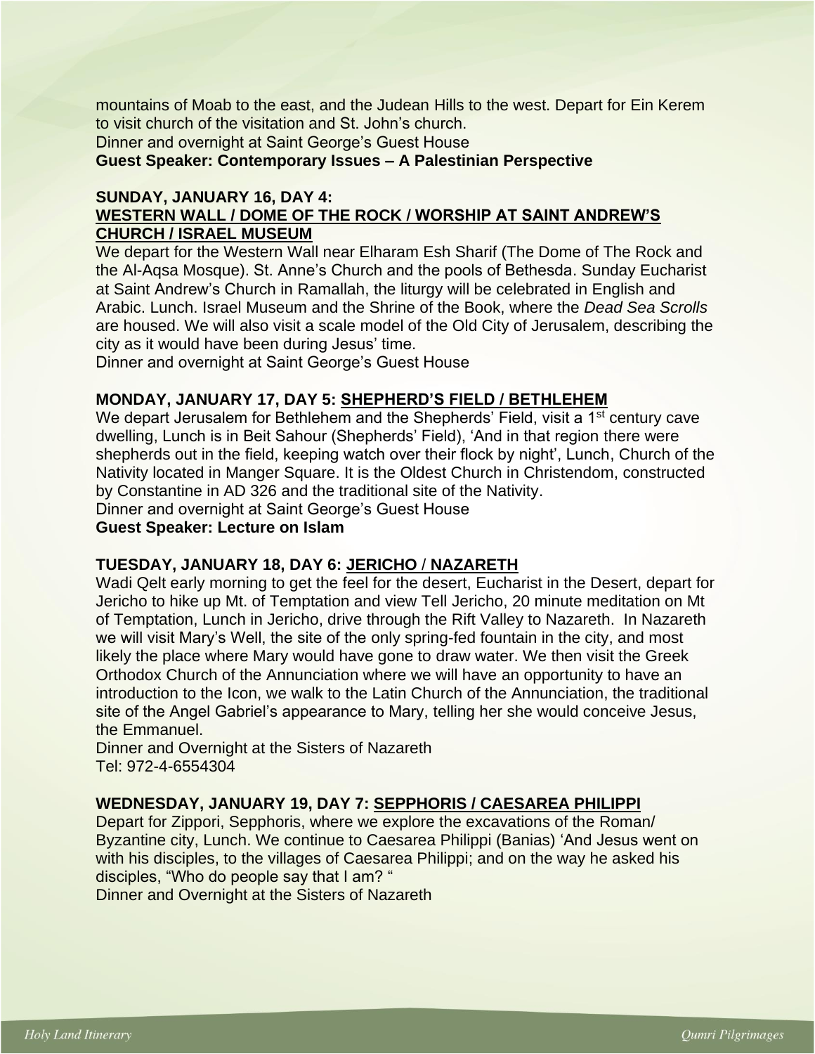mountains of Moab to the east, and the Judean Hills to the west. Depart for Ein Kerem to visit church of the visitation and St. John's church.
Dinner and overnight at Saint George's Guest House
**Guest Speaker: Contemporary Issues – A Palestinian Perspective**

### SUNDAY, JANUARY 16, DAY 4: WESTERN WALL / DOME OF THE ROCK / WORSHIP AT SAINT ANDREW'S CHURCH / ISRAEL MUSEUM

We depart for the Western Wall near Elharam Esh Sharif (The Dome of The Rock and the Al-Aqsa Mosque). St. Anne's Church and the pools of Bethesda. Sunday Eucharist at Saint Andrew's Church in Ramallah, the liturgy will be celebrated in English and Arabic. Lunch. Israel Museum and the Shrine of the Book, where the *Dead Sea Scrolls* are housed. We will also visit a scale model of the Old City of Jerusalem, describing the city as it would have been during Jesus' time.
Dinner and overnight at Saint George's Guest House

### MONDAY, JANUARY 17, DAY 5: SHEPHERD'S FIELD / BETHLEHEM

We depart Jerusalem for Bethlehem and the Shepherds' Field, visit a 1st century cave dwelling, Lunch is in Beit Sahour (Shepherds' Field), 'And in that region there were shepherds out in the field, keeping watch over their flock by night', Lunch, Church of the Nativity located in Manger Square. It is the Oldest Church in Christendom, constructed by Constantine in AD 326 and the traditional site of the Nativity.
Dinner and overnight at Saint George's Guest House
**Guest Speaker: Lecture on Islam**

### TUESDAY, JANUARY 18, DAY 6: JERICHO / NAZARETH

Wadi Qelt early morning to get the feel for the desert, Eucharist in the Desert, depart for Jericho to hike up Mt. of Temptation and view Tell Jericho, 20 minute meditation on Mt of Temptation, Lunch in Jericho, drive through the Rift Valley to Nazareth. In Nazareth we will visit Mary's Well, the site of the only spring-fed fountain in the city, and most likely the place where Mary would have gone to draw water. We then visit the Greek Orthodox Church of the Annunciation where we will have an opportunity to have an introduction to the Icon, we walk to the Latin Church of the Annunciation, the traditional site of the Angel Gabriel's appearance to Mary, telling her she would conceive Jesus, the Emmanuel.
Dinner and Overnight at the Sisters of Nazareth
Tel: 972-4-6554304

### WEDNESDAY, JANUARY 19, DAY 7: SEPPHORIS / CAESAREA PHILIPPI

Depart for Zippori, Sepphoris, where we explore the excavations of the Roman/ Byzantine city, Lunch. We continue to Caesarea Philippi (Banias) 'And Jesus went on with his disciples, to the villages of Caesarea Philippi; and on the way he asked his disciples, "Who do people say that I am? "
Dinner and Overnight at the Sisters of Nazareth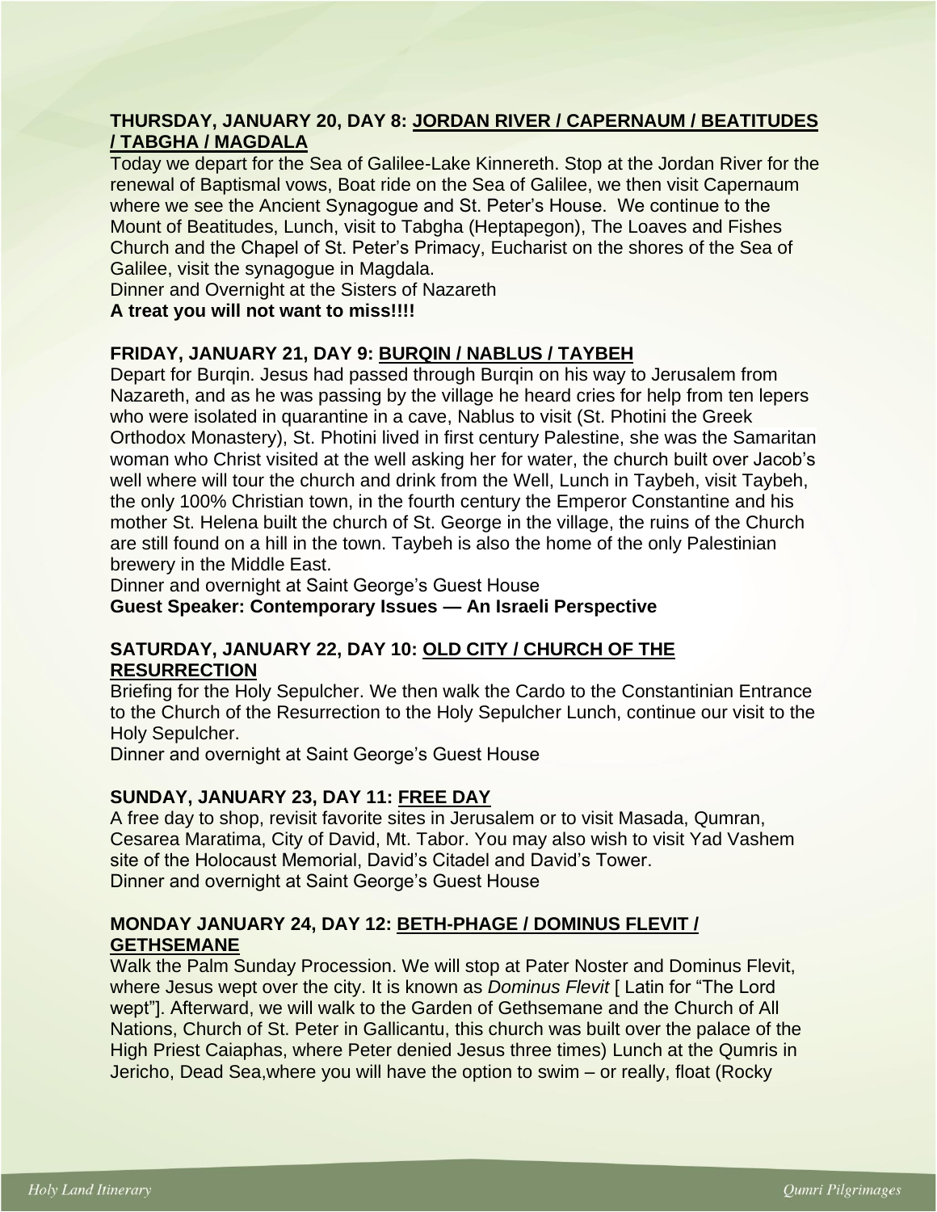### THURSDAY, JANUARY 20, DAY 8: JORDAN RIVER / CAPERNAUM / BEATITUDES / TABGHA / MAGDALA

Today we depart for the Sea of Galilee-Lake Kinnereth. Stop at the Jordan River for the renewal of Baptismal vows, Boat ride on the Sea of Galilee, we then visit Capernaum where we see the Ancient Synagogue and St. Peter's House. We continue to the Mount of Beatitudes, Lunch, visit to Tabgha (Heptapegon), The Loaves and Fishes Church and the Chapel of St. Peter's Primacy, Eucharist on the shores of the Sea of Galilee, visit the synagogue in Magdala.
Dinner and Overnight at the Sisters of Nazareth
**A treat you will not want to miss!!!!**

### FRIDAY, JANUARY 21, DAY 9: BURQIN / NABLUS / TAYBEH

Depart for Burqin. Jesus had passed through Burqin on his way to Jerusalem from Nazareth, and as he was passing by the village he heard cries for help from ten lepers who were isolated in quarantine in a cave, Nablus to visit (St. Photini the Greek Orthodox Monastery), St. Photini lived in first century Palestine, she was the Samaritan woman who Christ visited at the well asking her for water, the church built over Jacob's well where will tour the church and drink from the Well, Lunch in Taybeh, visit Taybeh, the only 100% Christian town, in the fourth century the Emperor Constantine and his mother St. Helena built the church of St. George in the village, the ruins of the Church are still found on a hill in the town. Taybeh is also the home of the only Palestinian brewery in the Middle East.
Dinner and overnight at Saint George's Guest House
**Guest Speaker: Contemporary Issues — An Israeli Perspective**

### SATURDAY, JANUARY 22, DAY 10: OLD CITY / CHURCH OF THE RESURRECTION

Briefing for the Holy Sepulcher. We then walk the Cardo to the Constantinian Entrance to the Church of the Resurrection to the Holy Sepulcher Lunch, continue our visit to the Holy Sepulcher.
Dinner and overnight at Saint George's Guest House

### SUNDAY, JANUARY 23, DAY 11: FREE DAY

A free day to shop, revisit favorite sites in Jerusalem or to visit Masada, Qumran, Cesarea Maratima, City of David, Mt. Tabor. You may also wish to visit Yad Vashem site of the Holocaust Memorial, David's Citadel and David's Tower.
Dinner and overnight at Saint George's Guest House

### MONDAY JANUARY 24, DAY 12: BETH-PHAGE / DOMINUS FLEVIT / GETHSEMANE

Walk the Palm Sunday Procession. We will stop at Pater Noster and Dominus Flevit, where Jesus wept over the city. It is known as *Dominus Flevit* [ Latin for "The Lord wept"]. Afterward, we will walk to the Garden of Gethsemane and the Church of All Nations, Church of St. Peter in Gallicantu, this church was built over the palace of the High Priest Caiaphas, where Peter denied Jesus three times) Lunch at the Qumris in Jericho, Dead Sea,where you will have the option to swim – or really, float (Rocky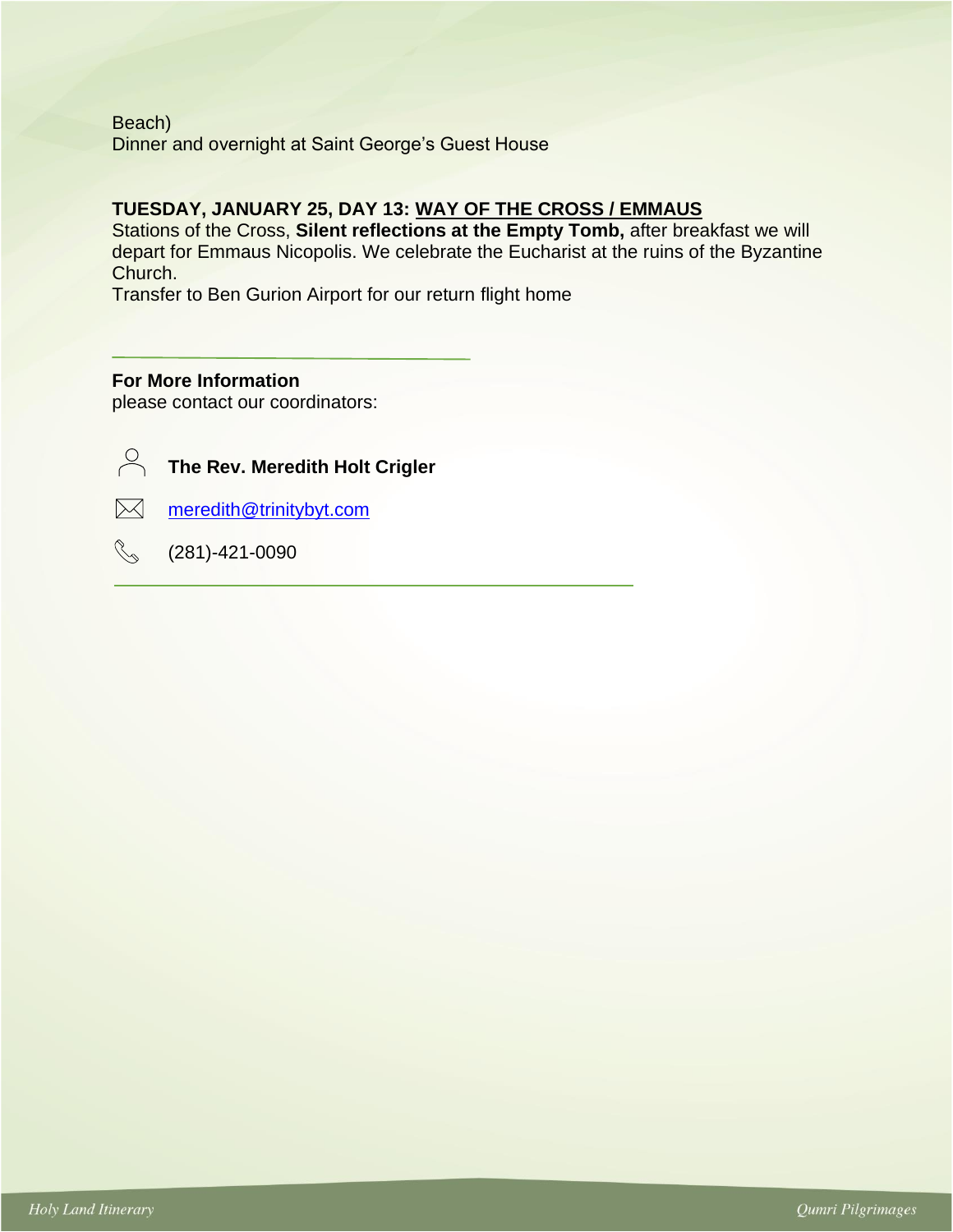Beach)
Dinner and overnight at Saint George's Guest House

**TUESDAY, JANUARY 25, DAY 13: WAY OF THE CROSS / EMMAUS**
Stations of the Cross, **Silent reflections at the Empty Tomb,** after breakfast we will depart for Emmaus Nicopolis. We celebrate the Eucharist at the ruins of the Byzantine Church.
Transfer to Ben Gurion Airport for our return flight home

---

**For More Information**
please contact our coordinators:

**The Rev. Meredith Holt Crigler**

[meredith@trinitybyt.com](mailto:meredith@trinitybyt.com)

(281)-421-0090

---